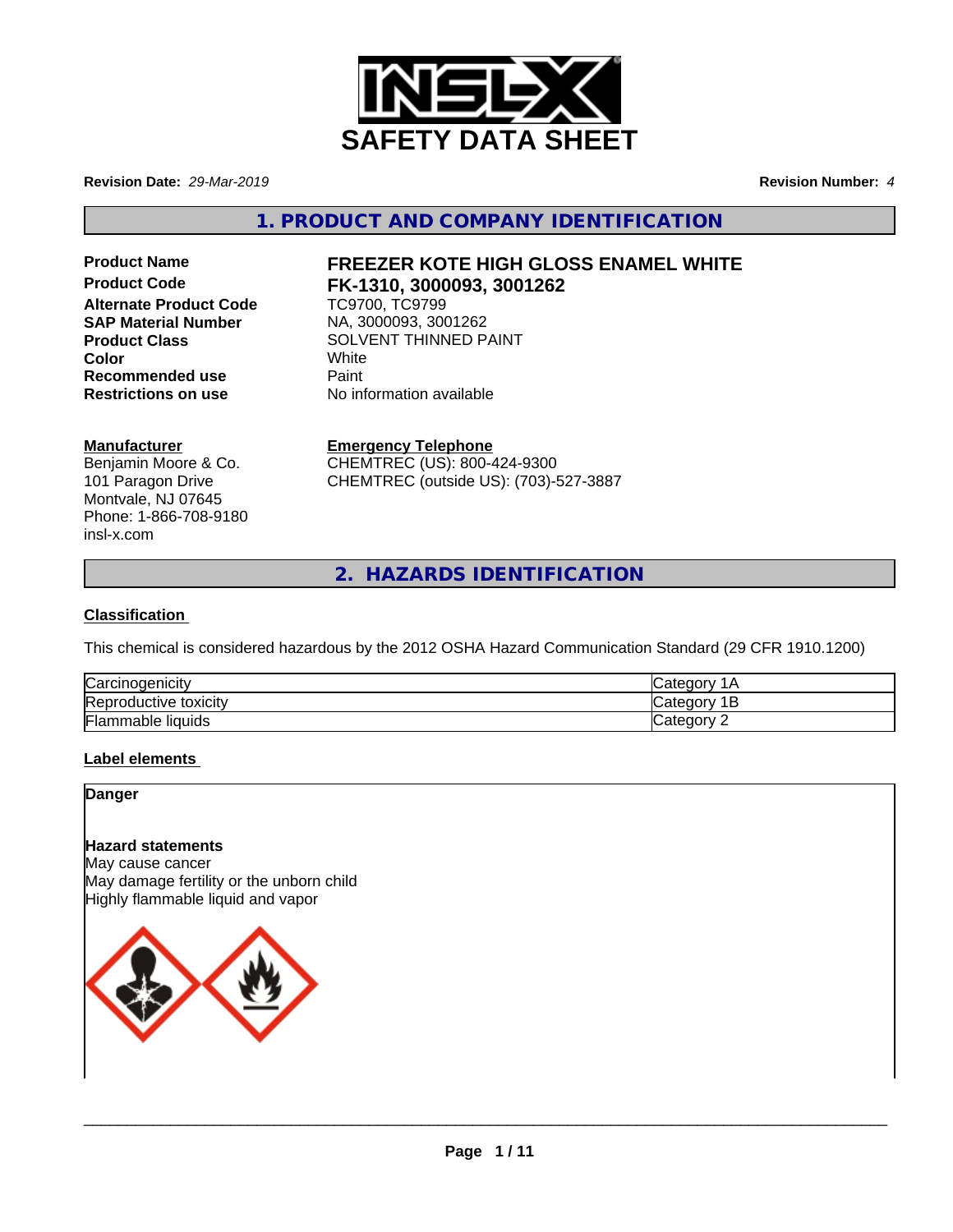# SAFETY DATA SHEET

**Revision Date:** *29-Mar-2019*

**Revision Number:** *4*

## 1. PRODUCT AND COMPANY IDENTIFICATION

| | |
|---|---|
| **Product Name** | **FREEZER KOTE HIGH GLOSS ENAMEL WHITE** |
| **Product Code** | **FK-1310, 3000093, 3001262** |
| **Alternate Product Code** | TC9700, TC9799 |
| **SAP Material Number** | NA, 3000093, 3001262 |
| **Product Class** | SOLVENT THINNED PAINT |
| **Color** | White |
| **Recommended use** | Paint |
| **Restrictions on use** | No information available |

**Manufacturer**

Benjamin Moore & Co.
101 Paragon Drive
Montvale, NJ 07645
Phone: 1-866-708-9180
insl-x.com

**Emergency Telephone**

CHEMTREC (US): 800-424-9300
CHEMTREC (outside US): (703)-527-3887

## 2. HAZARDS IDENTIFICATION

**Classification**

This chemical is considered hazardous by the 2012 OSHA Hazard Communication Standard (29 CFR 1910.1200)

| | |
|---|---|
| Carcinogenicity | Category 1A |
| Reproductive toxicity | Category 1B |
| Flammable liquids | Category 2 |

**Label elements**

**Danger**

**Hazard statements**

May cause cancer
May damage fertility or the unborn child
Highly flammable liquid and vapor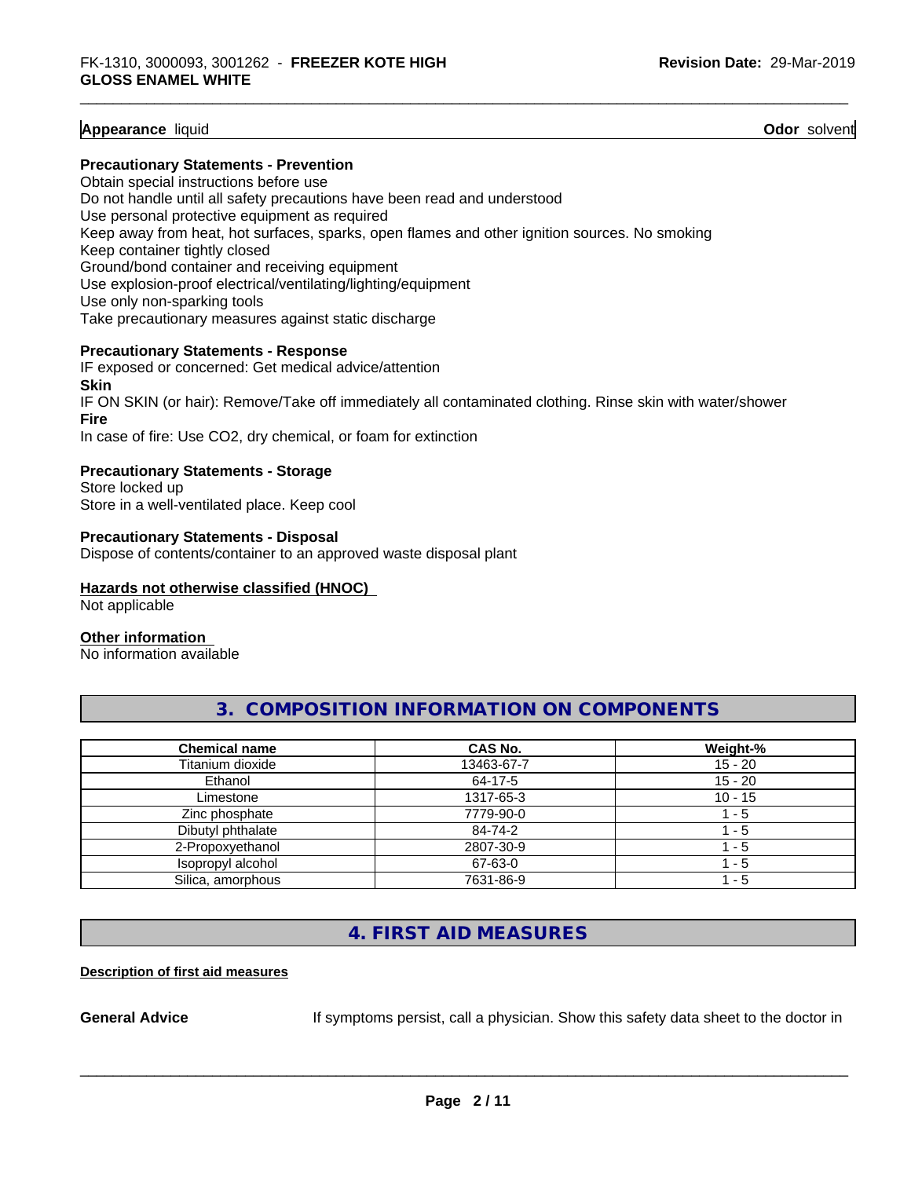**Appearance** liquid **Odor** solvent

**Precautionary Statements - Prevention**

Obtain special instructions before use
Do not handle until all safety precautions have been read and understood
Use personal protective equipment as required
Keep away from heat, hot surfaces, sparks, open flames and other ignition sources. No smoking
Keep container tightly closed
Ground/bond container and receiving equipment
Use explosion-proof electrical/ventilating/lighting/equipment
Use only non-sparking tools
Take precautionary measures against static discharge

**Precautionary Statements - Response**

IF exposed or concerned: Get medical advice/attention

**Skin**

IF ON SKIN (or hair): Remove/Take off immediately all contaminated clothing. Rinse skin with water/shower

**Fire**

In case of fire: Use CO2, dry chemical, or foam for extinction

**Precautionary Statements - Storage**

Store locked up
Store in a well-ventilated place. Keep cool

**Precautionary Statements - Disposal**

Dispose of contents/container to an approved waste disposal plant

**Hazards not otherwise classified (HNOC)**

Not applicable

**Other information**

No information available

## 3. COMPOSITION INFORMATION ON COMPONENTS

| Chemical name | CAS No. | Weight-% |
|---|---|---|
| Titanium dioxide | 13463-67-7 | 15 - 20 |
| Ethanol | 64-17-5 | 15 - 20 |
| Limestone | 1317-65-3 | 10 - 15 |
| Zinc phosphate | 7779-90-0 | 1 - 5 |
| Dibutyl phthalate | 84-74-2 | 1 - 5 |
| 2-Propoxyethanol | 2807-30-9 | 1 - 5 |
| Isopropyl alcohol | 67-63-0 | 1 - 5 |
| Silica, amorphous | 7631-86-9 | 1 - 5 |

## 4. FIRST AID MEASURES

**Description of first aid measures**

**General Advice** If symptoms persist, call a physician. Show this safety data sheet to the doctor in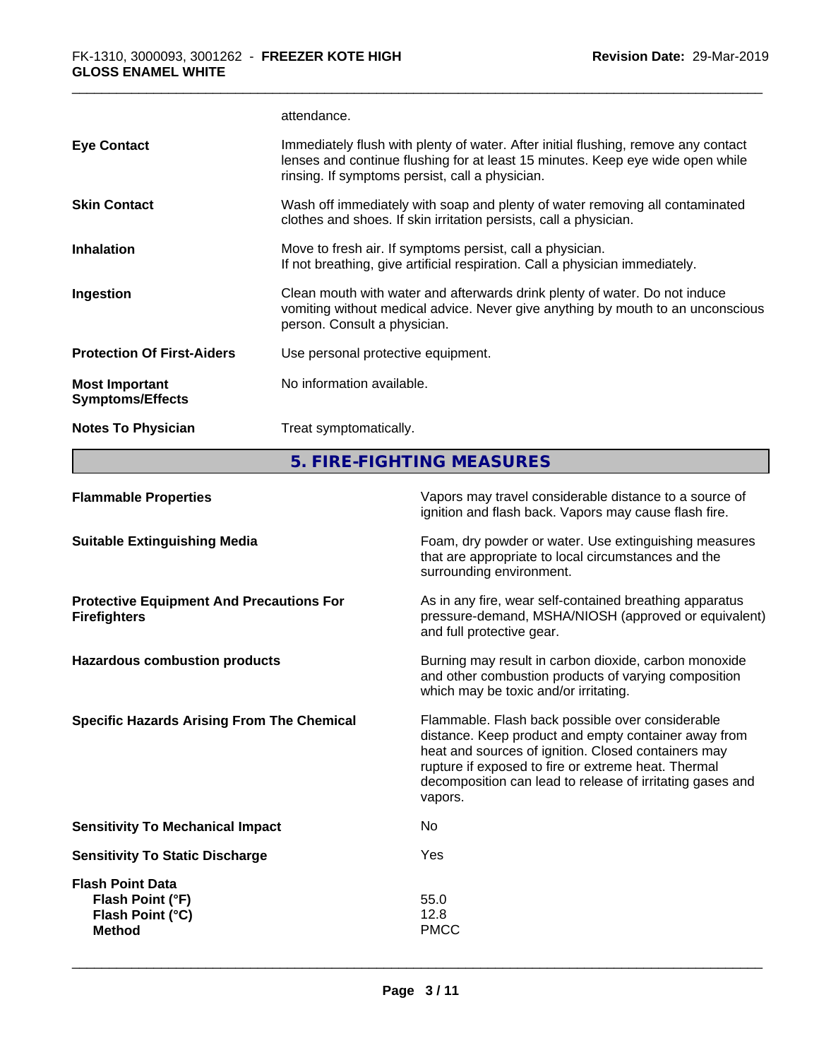attendance.

| | |
|---|---|
| **Eye Contact** | Immediately flush with plenty of water. After initial flushing, remove any contact lenses and continue flushing for at least 15 minutes. Keep eye wide open while rinsing. If symptoms persist, call a physician. |
| **Skin Contact** | Wash off immediately with soap and plenty of water removing all contaminated clothes and shoes. If skin irritation persists, call a physician. |
| **Inhalation** | Move to fresh air. If symptoms persist, call a physician. If not breathing, give artificial respiration. Call a physician immediately. |
| **Ingestion** | Clean mouth with water and afterwards drink plenty of water. Do not induce vomiting without medical advice. Never give anything by mouth to an unconscious person. Consult a physician. |
| **Protection Of First-Aiders** | Use personal protective equipment. |
| **Most Important Symptoms/Effects** | No information available. |
| **Notes To Physician** | Treat symptomatically. |

## 5. FIRE-FIGHTING MEASURES

| | |
|---|---|
| **Flammable Properties** | Vapors may travel considerable distance to a source of ignition and flash back. Vapors may cause flash fire. |
| **Suitable Extinguishing Media** | Foam, dry powder or water. Use extinguishing measures that are appropriate to local circumstances and the surrounding environment. |
| **Protective Equipment And Precautions For Firefighters** | As in any fire, wear self-contained breathing apparatus pressure-demand, MSHA/NIOSH (approved or equivalent) and full protective gear. |
| **Hazardous combustion products** | Burning may result in carbon dioxide, carbon monoxide and other combustion products of varying composition which may be toxic and/or irritating. |
| **Specific Hazards Arising From The Chemical** | Flammable. Flash back possible over considerable distance. Keep product and empty container away from heat and sources of ignition. Closed containers may rupture if exposed to fire or extreme heat. Thermal decomposition can lead to release of irritating gases and vapors. |
| **Sensitivity To Mechanical Impact** | No |
| **Sensitivity To Static Discharge** | Yes |

**Flash Point Data**

| | |
|---|---|
| **Flash Point (°F)** | 55.0 |
| **Flash Point (°C)** | 12.8 |
| **Method** | PMCC |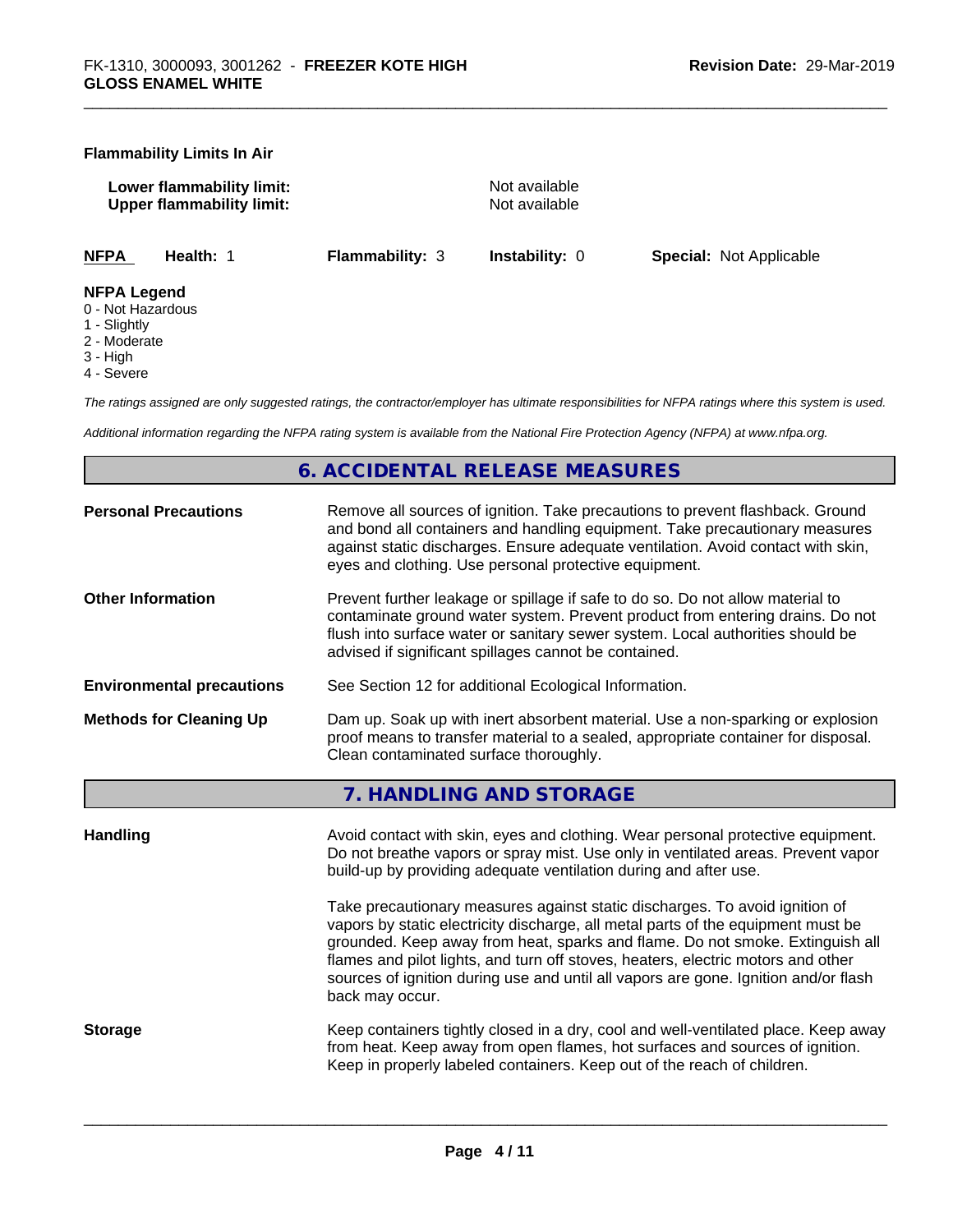**Flammability Limits In Air**

| | |
|---|---|
| **Lower flammability limit:** | Not available |
| **Upper flammability limit:** | Not available |

| **NFPA** | **Health:** 1 | **Flammability:** 3 | **Instability:** 0 | **Special:** Not Applicable |
|---|---|---|---|---|

**NFPA Legend**

- 0 - Not Hazardous
- 1 - Slightly
- 2 - Moderate
- 3 - High
- 4 - Severe

*The ratings assigned are only suggested ratings, the contractor/employer has ultimate responsibilities for NFPA ratings where this system is used.*

*Additional information regarding the NFPA rating system is available from the National Fire Protection Agency (NFPA) at www.nfpa.org.*

## 6. ACCIDENTAL RELEASE MEASURES

| | |
|---|---|
| **Personal Precautions** | Remove all sources of ignition. Take precautions to prevent flashback. Ground and bond all containers and handling equipment. Take precautionary measures against static discharges. Ensure adequate ventilation. Avoid contact with skin, eyes and clothing. Use personal protective equipment. |
| **Other Information** | Prevent further leakage or spillage if safe to do so. Do not allow material to contaminate ground water system. Prevent product from entering drains. Do not flush into surface water or sanitary sewer system. Local authorities should be advised if significant spillages cannot be contained. |
| **Environmental precautions** | See Section 12 for additional Ecological Information. |
| **Methods for Cleaning Up** | Dam up. Soak up with inert absorbent material. Use a non-sparking or explosion proof means to transfer material to a sealed, appropriate container for disposal. Clean contaminated surface thoroughly. |

## 7. HANDLING AND STORAGE

| | |
|---|---|
| **Handling** | Avoid contact with skin, eyes and clothing. Wear personal protective equipment. Do not breathe vapors or spray mist. Use only in ventilated areas. Prevent vapor build-up by providing adequate ventilation during and after use.<br><br>Take precautionary measures against static discharges. To avoid ignition of vapors by static electricity discharge, all metal parts of the equipment must be grounded. Keep away from heat, sparks and flame. Do not smoke. Extinguish all flames and pilot lights, and turn off stoves, heaters, electric motors and other sources of ignition during use and until all vapors are gone. Ignition and/or flash back may occur. |
| **Storage** | Keep containers tightly closed in a dry, cool and well-ventilated place. Keep away from heat. Keep away from open flames, hot surfaces and sources of ignition. Keep in properly labeled containers. Keep out of the reach of children. |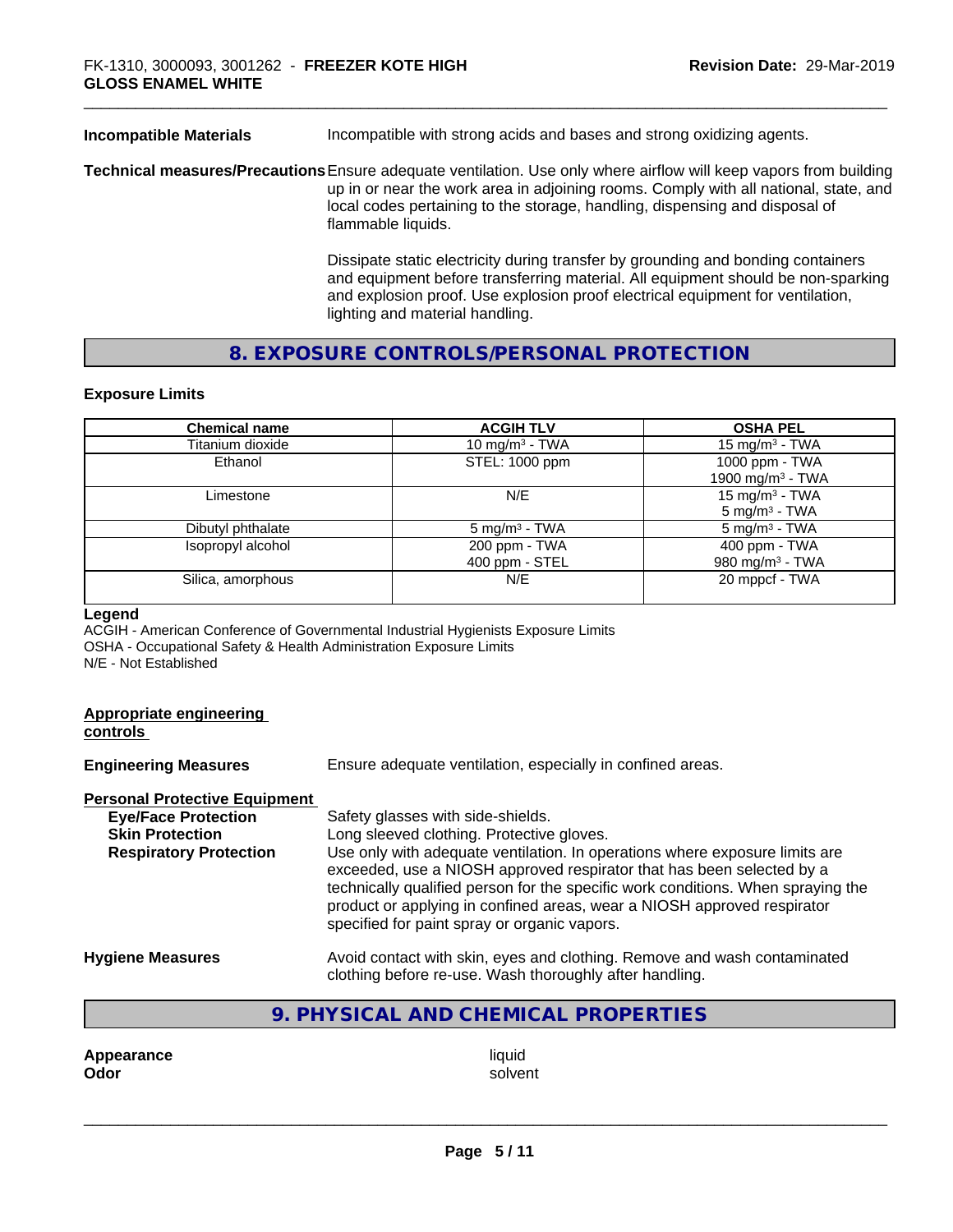**Incompatible Materials** Incompatible with strong acids and bases and strong oxidizing agents.

**Technical measures/Precautions** Ensure adequate ventilation. Use only where airflow will keep vapors from building up in or near the work area in adjoining rooms. Comply with all national, state, and local codes pertaining to the storage, handling, dispensing and disposal of flammable liquids.

Dissipate static electricity during transfer by grounding and bonding containers and equipment before transferring material. All equipment should be non-sparking and explosion proof. Use explosion proof electrical equipment for ventilation, lighting and material handling.

## 8. EXPOSURE CONTROLS/PERSONAL PROTECTION

### Exposure Limits

| Chemical name | ACGIH TLV | OSHA PEL |
|---|---|---|
| Titanium dioxide | 10 mg/m³ - TWA | 15 mg/m³ - TWA |
| Ethanol | STEL: 1000 ppm | 1000 ppm - TWA<br>1900 mg/m³ - TWA |
| Limestone | N/E | 15 mg/m³ - TWA<br>5 mg/m³ - TWA |
| Dibutyl phthalate | 5 mg/m³ - TWA | 5 mg/m³ - TWA |
| Isopropyl alcohol | 200 ppm - TWA<br>400 ppm - STEL | 400 ppm - TWA<br>980 mg/m³ - TWA |
| Silica, amorphous | N/E | 20 mppcf - TWA |

**Legend**

ACGIH - American Conference of Governmental Industrial Hygienists Exposure Limits
OSHA - Occupational Safety & Health Administration Exposure Limits
N/E - Not Established

**Appropriate engineering controls**

**Engineering Measures** Ensure adequate ventilation, especially in confined areas.

**Personal Protective Equipment**

**Eye/Face Protection** Safety glasses with side-shields.

**Skin Protection** Long sleeved clothing. Protective gloves.

**Respiratory Protection** Use only with adequate ventilation. In operations where exposure limits are exceeded, use a NIOSH approved respirator that has been selected by a technically qualified person for the specific work conditions. When spraying the product or applying in confined areas, wear a NIOSH approved respirator specified for paint spray or organic vapors.

**Hygiene Measures** Avoid contact with skin, eyes and clothing. Remove and wash contaminated clothing before re-use. Wash thoroughly after handling.

## 9. PHYSICAL AND CHEMICAL PROPERTIES

**Appearance** liquid
**Odor** solvent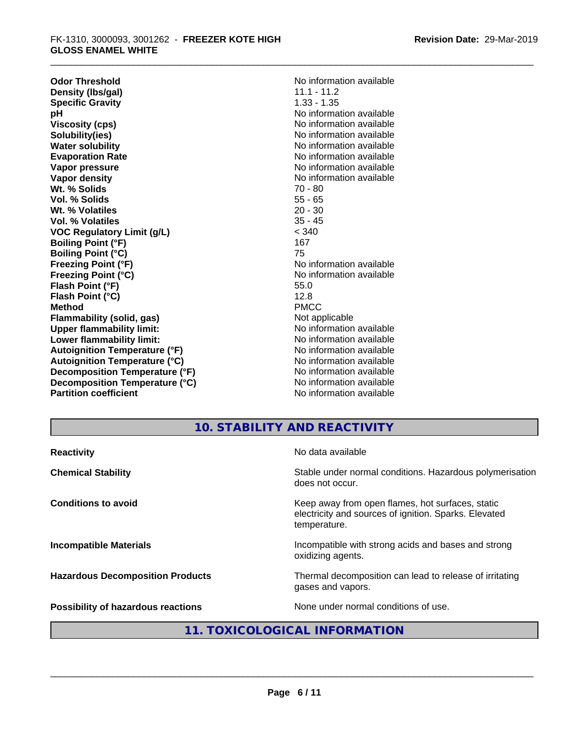| Property | Value |
|---|---|
| **Odor Threshold** | No information available |
| **Density (lbs/gal)** | 11.1 - 11.2 |
| **Specific Gravity** | 1.33 - 1.35 |
| **pH** | No information available |
| **Viscosity (cps)** | No information available |
| **Solubility(ies)** | No information available |
| **Water solubility** | No information available |
| **Evaporation Rate** | No information available |
| **Vapor pressure** | No information available |
| **Vapor density** | No information available |
| **Wt. % Solids** | 70 - 80 |
| **Vol. % Solids** | 55 - 65 |
| **Wt. % Volatiles** | 20 - 30 |
| **Vol. % Volatiles** | 35 - 45 |
| **VOC Regulatory Limit (g/L)** | < 340 |
| **Boiling Point (°F)** | 167 |
| **Boiling Point (°C)** | 75 |
| **Freezing Point (°F)** | No information available |
| **Freezing Point (°C)** | No information available |
| **Flash Point (°F)** | 55.0 |
| **Flash Point (°C)** | 12.8 |
| **Method** | PMCC |
| **Flammability (solid, gas)** | Not applicable |
| **Upper flammability limit:** | No information available |
| **Lower flammability limit:** | No information available |
| **Autoignition Temperature (°F)** | No information available |
| **Autoignition Temperature (°C)** | No information available |
| **Decomposition Temperature (°F)** | No information available |
| **Decomposition Temperature (°C)** | No information available |
| **Partition coefficient** | No information available |

## 10. STABILITY AND REACTIVITY

| | |
|---|---|
| **Reactivity** | No data available |
| **Chemical Stability** | Stable under normal conditions. Hazardous polymerisation does not occur. |
| **Conditions to avoid** | Keep away from open flames, hot surfaces, static electricity and sources of ignition. Sparks. Elevated temperature. |
| **Incompatible Materials** | Incompatible with strong acids and bases and strong oxidizing agents. |
| **Hazardous Decomposition Products** | Thermal decomposition can lead to release of irritating gases and vapors. |
| **Possibility of hazardous reactions** | None under normal conditions of use. |

## 11. TOXICOLOGICAL INFORMATION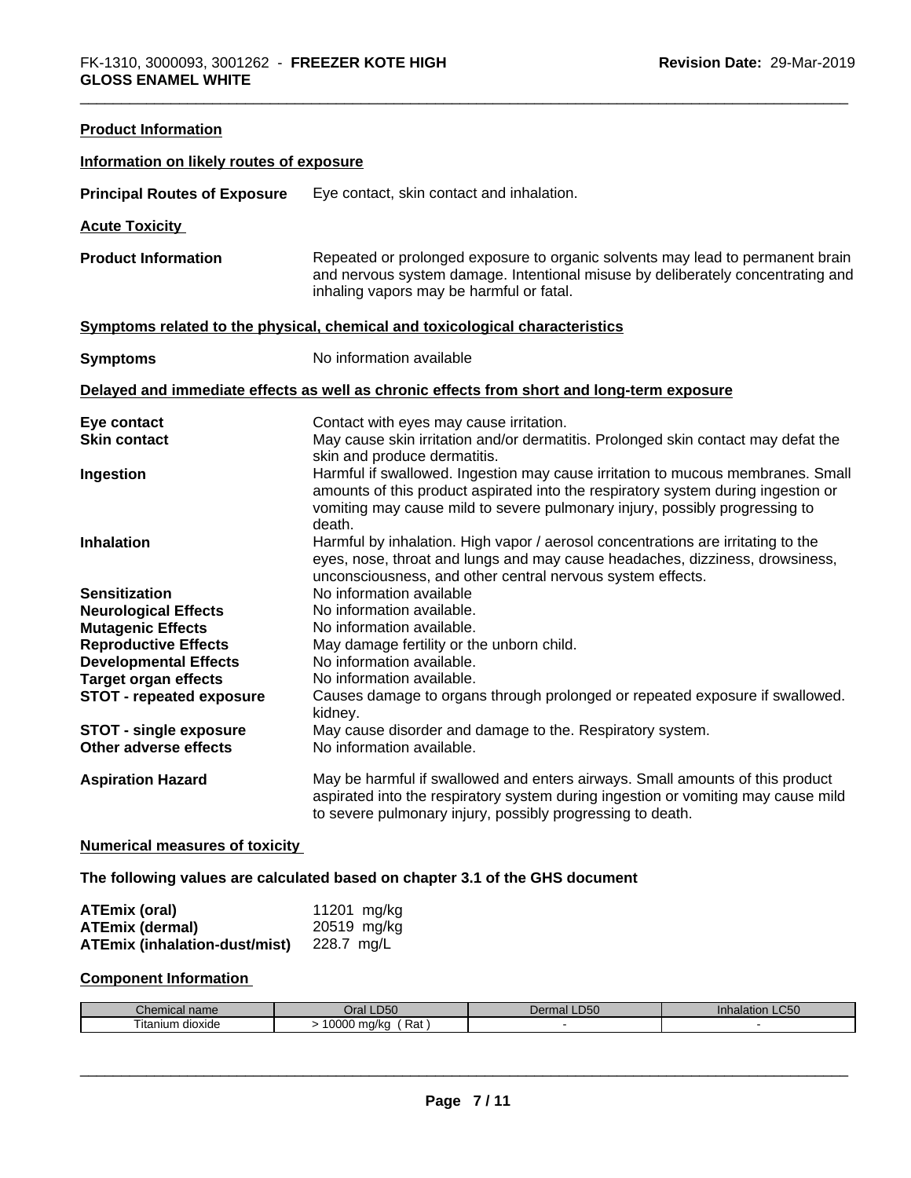**Product Information**

**Information on likely routes of exposure**

**Principal Routes of Exposure** Eye contact, skin contact and inhalation.

**Acute Toxicity**

**Product Information** Repeated or prolonged exposure to organic solvents may lead to permanent brain and nervous system damage. Intentional misuse by deliberately concentrating and inhaling vapors may be harmful or fatal.

**Symptoms related to the physical, chemical and toxicological characteristics**

**Symptoms** No information available

**Delayed and immediate effects as well as chronic effects from short and long-term exposure**

**Eye contact** Contact with eyes may cause irritation.

**Skin contact** May cause skin irritation and/or dermatitis. Prolonged skin contact may defat the skin and produce dermatitis.

**Ingestion** Harmful if swallowed. Ingestion may cause irritation to mucous membranes. Small amounts of this product aspirated into the respiratory system during ingestion or vomiting may cause mild to severe pulmonary injury, possibly progressing to death.

**Inhalation** Harmful by inhalation. High vapor / aerosol concentrations are irritating to the eyes, nose, throat and lungs and may cause headaches, dizziness, drowsiness, unconsciousness, and other central nervous system effects.

**Sensitization** No information available

**Neurological Effects** No information available.

**Mutagenic Effects** No information available.

**Reproductive Effects** May damage fertility or the unborn child.

**Developmental Effects** No information available.

**Target organ effects** No information available.

**STOT - repeated exposure** Causes damage to organs through prolonged or repeated exposure if swallowed. kidney.

**STOT - single exposure** May cause disorder and damage to the. Respiratory system.

**Other adverse effects** No information available.

**Aspiration Hazard** May be harmful if swallowed and enters airways. Small amounts of this product aspirated into the respiratory system during ingestion or vomiting may cause mild to severe pulmonary injury, possibly progressing to death.

**Numerical measures of toxicity**

**The following values are calculated based on chapter 3.1 of the GHS document**

**ATEmix (oral)** 11201 mg/kg
**ATEmix (dermal)** 20519 mg/kg
**ATEmix (inhalation-dust/mist)** 228.7 mg/L

**Component Information**

| Chemical name | Oral LD50 | Dermal LD50 | Inhalation LC50 |
|---|---|---|---|
| Titanium dioxide | > 10000 mg/kg ( Rat ) | - | - |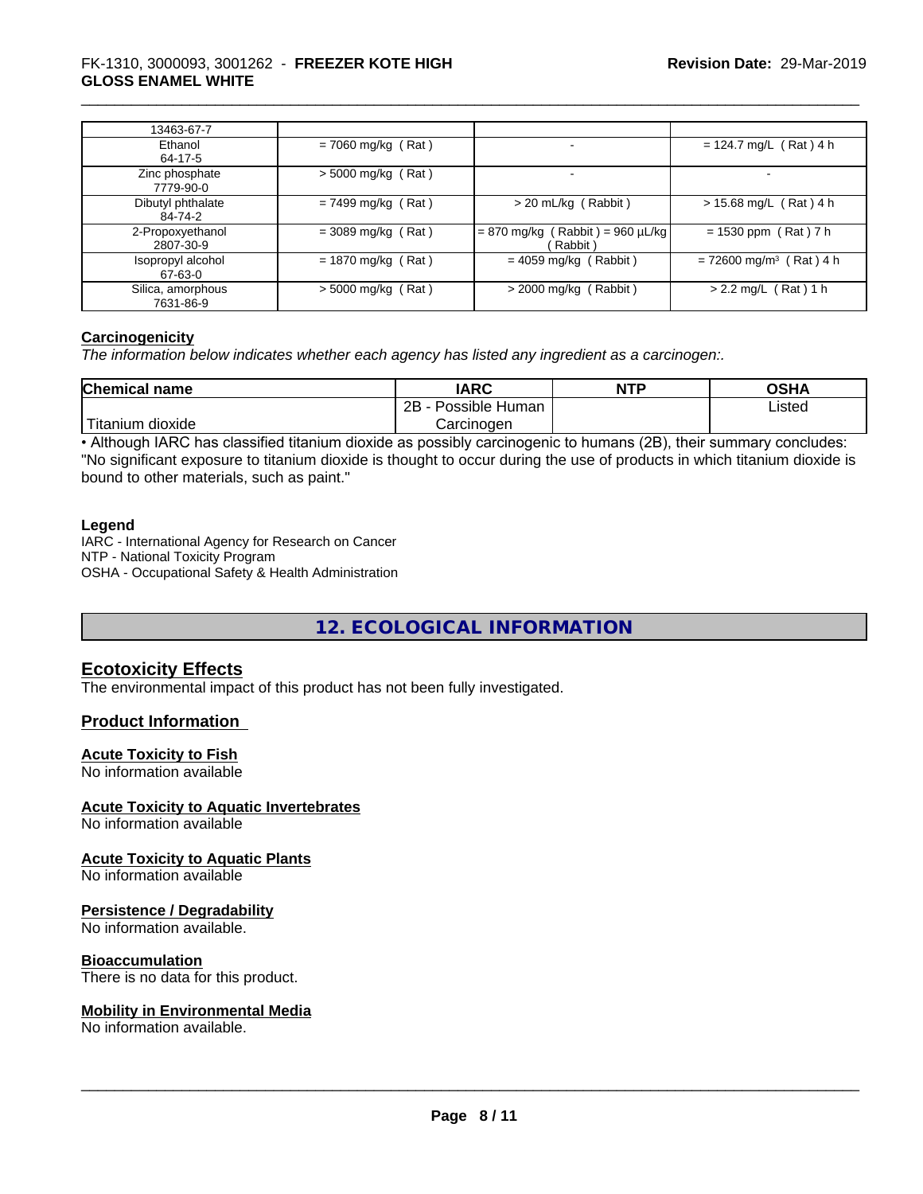| | | | |
|---|---|---|---|
| 13463-67-7 | | | |
| Ethanol 64-17-5 | = 7060 mg/kg ( Rat ) | - | = 124.7 mg/L ( Rat ) 4 h |
| Zinc phosphate 7779-90-0 | > 5000 mg/kg ( Rat ) | - | - |
| Dibutyl phthalate 84-74-2 | = 7499 mg/kg ( Rat ) | > 20 mL/kg ( Rabbit ) | > 15.68 mg/L ( Rat ) 4 h |
| 2-Propoxyethanol 2807-30-9 | = 3089 mg/kg ( Rat ) | = 870 mg/kg ( Rabbit ) = 960 µL/kg ( Rabbit ) | = 1530 ppm ( Rat ) 7 h |
| Isopropyl alcohol 67-63-0 | = 1870 mg/kg ( Rat ) | = 4059 mg/kg ( Rabbit ) | = 72600 mg/m³ ( Rat ) 4 h |
| Silica, amorphous 7631-86-9 | > 5000 mg/kg ( Rat ) | > 2000 mg/kg ( Rabbit ) | > 2.2 mg/L ( Rat ) 1 h |

### Carcinogenicity

*The information below indicates whether each agency has listed any ingredient as a carcinogen:.*

| Chemical name | IARC | NTP | OSHA |
|---|---|---|---|
| Titanium dioxide | 2B - Possible Human Carcinogen | | Listed |

• Although IARC has classified titanium dioxide as possibly carcinogenic to humans (2B), their summary concludes: "No significant exposure to titanium dioxide is thought to occur during the use of products in which titanium dioxide is bound to other materials, such as paint."

**Legend**

IARC - International Agency for Research on Cancer
NTP - National Toxicity Program
OSHA - Occupational Safety & Health Administration

## 12. ECOLOGICAL INFORMATION

### Ecotoxicity Effects

The environmental impact of this product has not been fully investigated.

### Product Information

**Acute Toxicity to Fish**
No information available

**Acute Toxicity to Aquatic Invertebrates**
No information available

**Acute Toxicity to Aquatic Plants**
No information available

**Persistence / Degradability**
No information available.

**Bioaccumulation**
There is no data for this product.

**Mobility in Environmental Media**
No information available.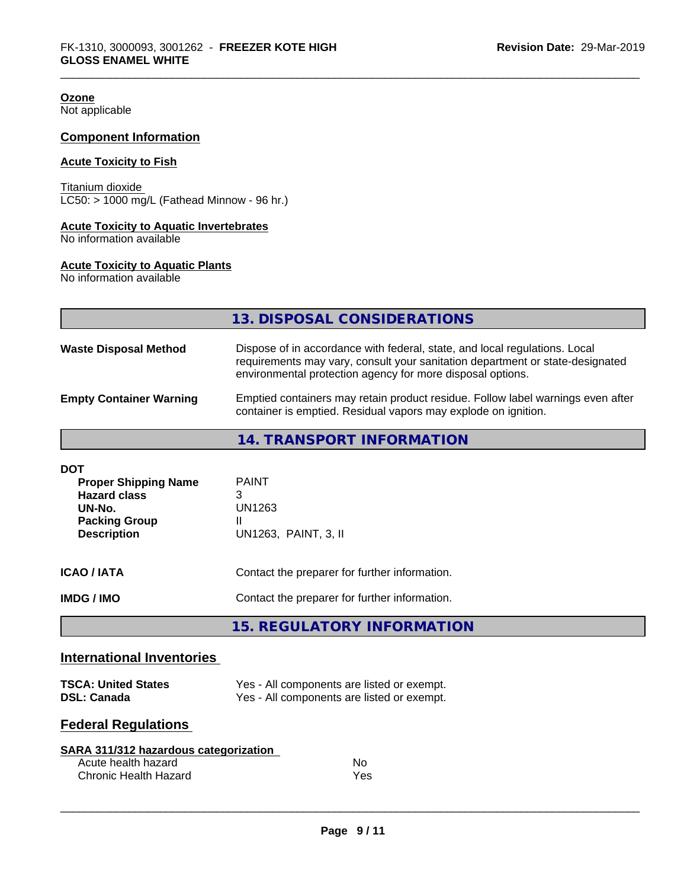**Ozone**
Not applicable

## Component Information

**Acute Toxicity to Fish**

Titanium dioxide
LC50: > 1000 mg/L (Fathead Minnow - 96 hr.)

**Acute Toxicity to Aquatic Invertebrates**
No information available

**Acute Toxicity to Aquatic Plants**
No information available

## 13. DISPOSAL CONSIDERATIONS

**Waste Disposal Method**: Dispose of in accordance with federal, state, and local regulations. Local requirements may vary, consult your sanitation department or state-designated environmental protection agency for more disposal options.

**Empty Container Warning**: Emptied containers may retain product residue. Follow label warnings even after container is emptied. Residual vapors may explode on ignition.

## 14. TRANSPORT INFORMATION

**DOT**

| | |
|---|---|
| **Proper Shipping Name** | PAINT |
| **Hazard class** | 3 |
| **UN-No.** | UN1263 |
| **Packing Group** | II |
| **Description** | UN1263, PAINT, 3, II |

**ICAO / IATA**: Contact the preparer for further information.

**IMDG / IMO**: Contact the preparer for further information.

## 15. REGULATORY INFORMATION

### International Inventories

| | |
|---|---|
| **TSCA: United States** | Yes - All components are listed or exempt. |
| **DSL: Canada** | Yes - All components are listed or exempt. |

### Federal Regulations

**SARA 311/312 hazardous categorization**

| | |
|---|---|
| Acute health hazard | No |
| Chronic Health Hazard | Yes |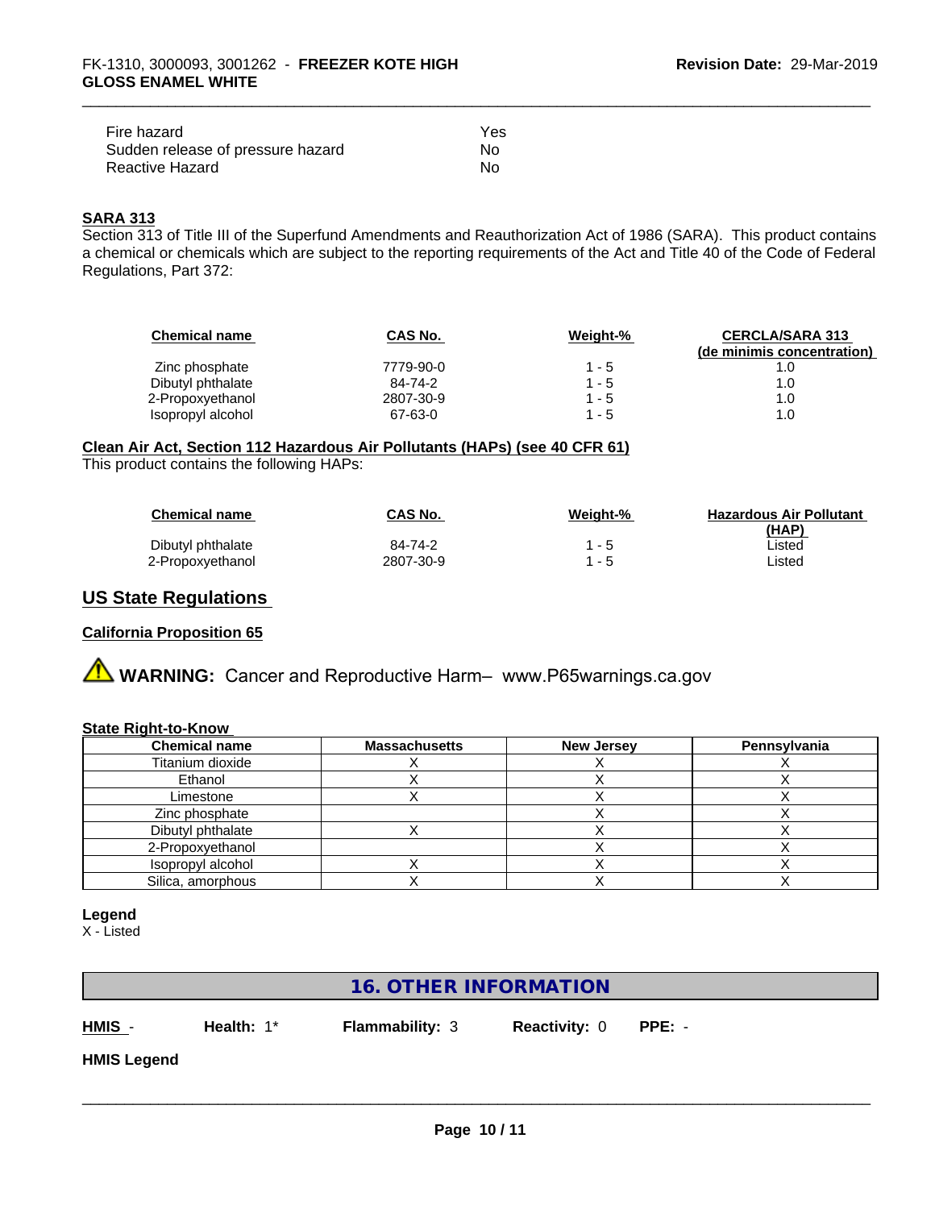| | |
|---|---|
| Fire hazard | Yes |
| Sudden release of pressure hazard | No |
| Reactive Hazard | No |

**SARA 313**

Section 313 of Title III of the Superfund Amendments and Reauthorization Act of 1986 (SARA). This product contains a chemical or chemicals which are subject to the reporting requirements of the Act and Title 40 of the Code of Federal Regulations, Part 372:

| Chemical name | CAS No. | Weight-% | CERCLA/SARA 313 (de minimis concentration) |
|---|---|---|---|
| Zinc phosphate | 7779-90-0 | 1 - 5 | 1.0 |
| Dibutyl phthalate | 84-74-2 | 1 - 5 | 1.0 |
| 2-Propoxyethanol | 2807-30-9 | 1 - 5 | 1.0 |
| Isopropyl alcohol | 67-63-0 | 1 - 5 | 1.0 |

**Clean Air Act, Section 112 Hazardous Air Pollutants (HAPs) (see 40 CFR 61)**

This product contains the following HAPs:

| Chemical name | CAS No. | Weight-% | Hazardous Air Pollutant (HAP) |
|---|---|---|---|
| Dibutyl phthalate | 84-74-2 | 1 - 5 | Listed |
| 2-Propoxyethanol | 2807-30-9 | 1 - 5 | Listed |

## US State Regulations

**California Proposition 65**

⚠ **WARNING:** Cancer and Reproductive Harm– www.P65warnings.ca.gov

**State Right-to-Know**

| Chemical name | Massachusetts | New Jersey | Pennsylvania |
|---|---|---|---|
| Titanium dioxide | X | X | X |
| Ethanol | X | X | X |
| Limestone | X | X | X |
| Zinc phosphate | | X | X |
| Dibutyl phthalate | X | X | X |
| 2-Propoxyethanol | | X | X |
| Isopropyl alcohol | X | X | X |
| Silica, amorphous | X | X | X |

**Legend**

X - Listed

## 16. OTHER INFORMATION

**HMIS** - **Health:** 1* **Flammability:** 3 **Reactivity:** 0 **PPE:** -

**HMIS Legend**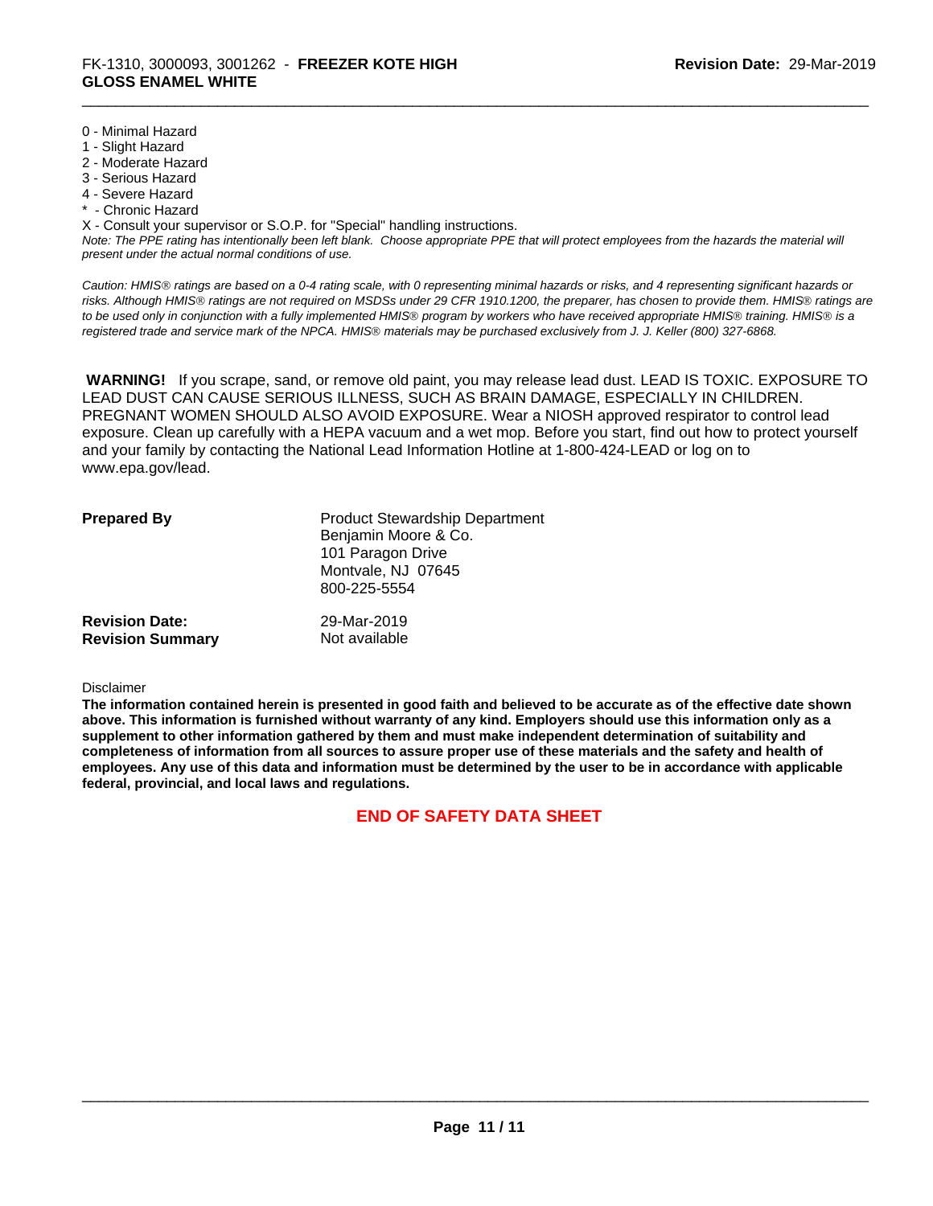0 - Minimal Hazard
1 - Slight Hazard
2 - Moderate Hazard
3 - Serious Hazard
4 - Severe Hazard
* - Chronic Hazard
X - Consult your supervisor or S.O.P. for "Special" handling instructions.

*Note: The PPE rating has intentionally been left blank. Choose appropriate PPE that will protect employees from the hazards the material will present under the actual normal conditions of use.*

*Caution: HMIS® ratings are based on a 0-4 rating scale, with 0 representing minimal hazards or risks, and 4 representing significant hazards or risks. Although HMIS® ratings are not required on MSDSs under 29 CFR 1910.1200, the preparer, has chosen to provide them. HMIS® ratings are to be used only in conjunction with a fully implemented HMIS® program by workers who have received appropriate HMIS® training. HMIS® is a registered trade and service mark of the NPCA. HMIS® materials may be purchased exclusively from J. J. Keller (800) 327-6868.*

**WARNING!** If you scrape, sand, or remove old paint, you may release lead dust. LEAD IS TOXIC. EXPOSURE TO LEAD DUST CAN CAUSE SERIOUS ILLNESS, SUCH AS BRAIN DAMAGE, ESPECIALLY IN CHILDREN. PREGNANT WOMEN SHOULD ALSO AVOID EXPOSURE. Wear a NIOSH approved respirator to control lead exposure. Clean up carefully with a HEPA vacuum and a wet mop. Before you start, find out how to protect yourself and your family by contacting the National Lead Information Hotline at 1-800-424-LEAD or log on to www.epa.gov/lead.

| | |
|---|---|
| **Prepared By** | Product Stewardship Department<br>Benjamin Moore & Co.<br>101 Paragon Drive<br>Montvale, NJ 07645<br>800-225-5554 |
| **Revision Date:** | 29-Mar-2019 |
| **Revision Summary** | Not available |

Disclaimer

**The information contained herein is presented in good faith and believed to be accurate as of the effective date shown above. This information is furnished without warranty of any kind. Employers should use this information only as a supplement to other information gathered by them and must make independent determination of suitability and completeness of information from all sources to assure proper use of these materials and the safety and health of employees. Any use of this data and information must be determined by the user to be in accordance with applicable federal, provincial, and local laws and regulations.**

**END OF SAFETY DATA SHEET**